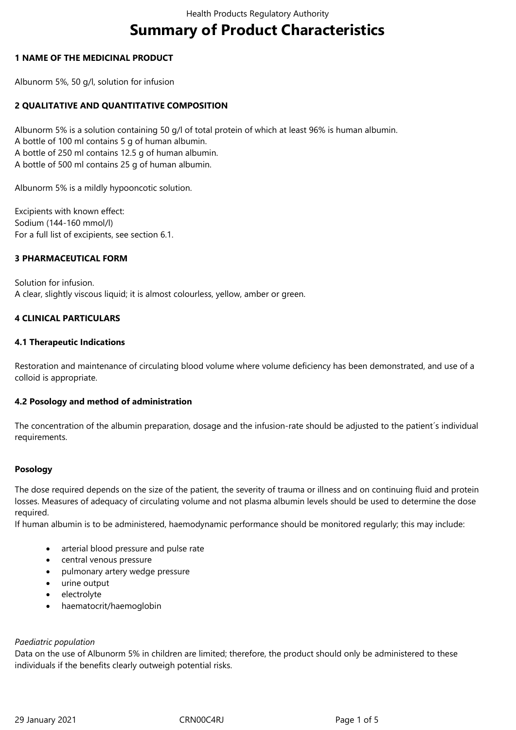# Summary of Product Characteristics

## 1 NAME OF THE MEDICINAL PRODUCT

Albunorm 5%, 50 g/l, solution for infusion

## 2 QUALITATIVE AND QUANTITATIVE COMPOSITION

Albunorm 5% is a solution containing 50 g/l of total protein of which at least 96% is human albumin.
A bottle of 100 ml contains 5 g of human albumin.
A bottle of 250 ml contains 12.5 g of human albumin.
A bottle of 500 ml contains 25 g of human albumin.

Albunorm 5% is a mildly hypooncotic solution.

Excipients with known effect:
Sodium (144-160 mmol/l)
For a full list of excipients, see section 6.1.

## 3 PHARMACEUTICAL FORM

Solution for infusion.
A clear, slightly viscous liquid; it is almost colourless, yellow, amber or green.

## 4 CLINICAL PARTICULARS

### 4.1 Therapeutic Indications

Restoration and maintenance of circulating blood volume where volume deficiency has been demonstrated, and use of a colloid is appropriate.

### 4.2 Posology and method of administration

The concentration of the albumin preparation, dosage and the infusion-rate should be adjusted to the patient´s individual requirements.

**Posology**

The dose required depends on the size of the patient, the severity of trauma or illness and on continuing fluid and protein losses. Measures of adequacy of circulating volume and not plasma albumin levels should be used to determine the dose required.
If human albumin is to be administered, haemodynamic performance should be monitored regularly; this may include:

- arterial blood pressure and pulse rate
- central venous pressure
- pulmonary artery wedge pressure
- urine output
- electrolyte
- haematocrit/haemoglobin

*Paediatric population*
Data on the use of Albunorm 5% in children are limited; therefore, the product should only be administered to these individuals if the benefits clearly outweigh potential risks.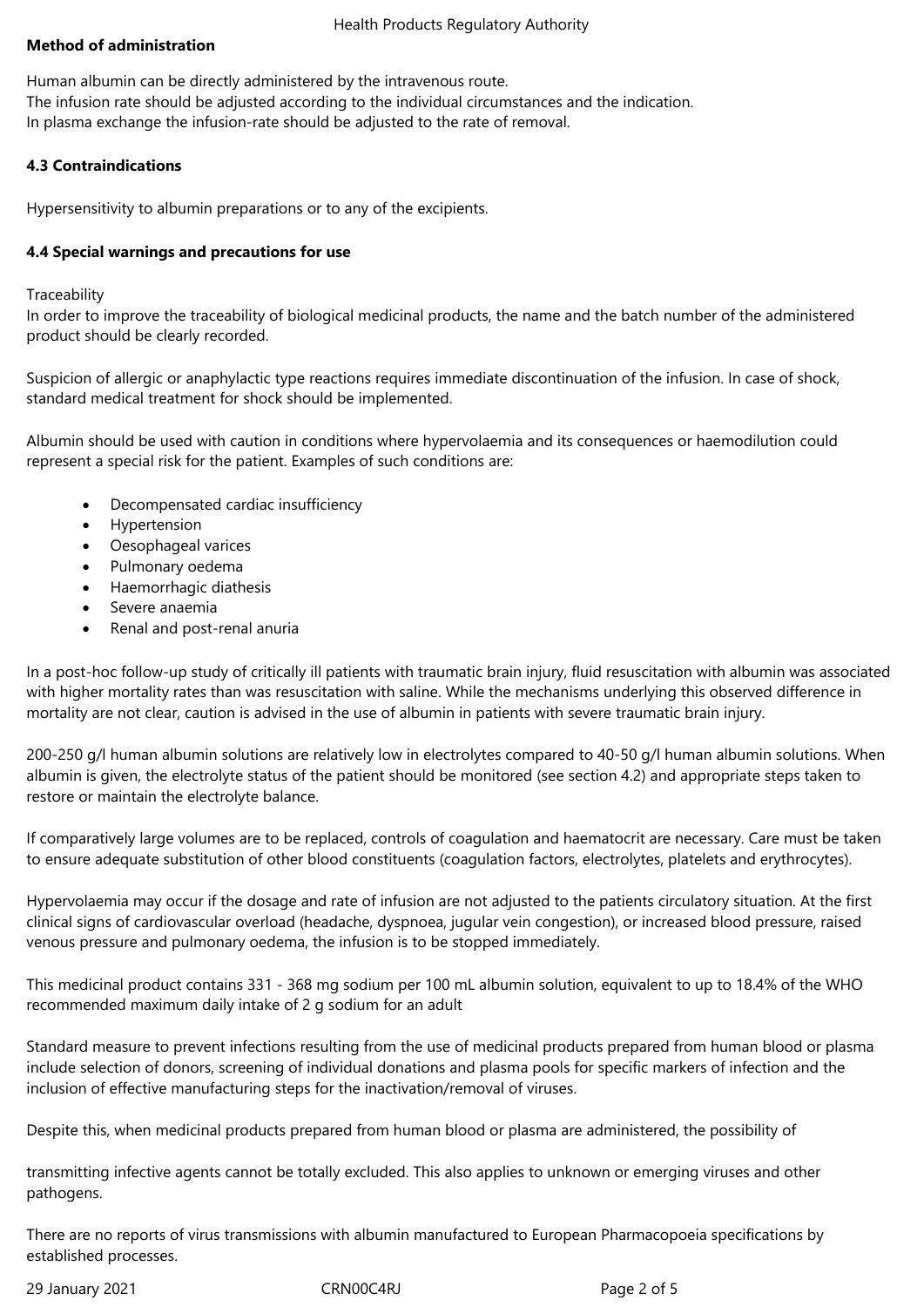**Method of administration**

Human albumin can be directly administered by the intravenous route.
The infusion rate should be adjusted according to the individual circumstances and the indication.
In plasma exchange the infusion-rate should be adjusted to the rate of removal.

**4.3 Contraindications**

Hypersensitivity to albumin preparations or to any of the excipients.

**4.4 Special warnings and precautions for use**

Traceability
In order to improve the traceability of biological medicinal products, the name and the batch number of the administered product should be clearly recorded.

Suspicion of allergic or anaphylactic type reactions requires immediate discontinuation of the infusion. In case of shock, standard medical treatment for shock should be implemented.

Albumin should be used with caution in conditions where hypervolaemia and its consequences or haemodilution could represent a special risk for the patient. Examples of such conditions are:

- Decompensated cardiac insufficiency
- Hypertension
- Oesophageal varices
- Pulmonary oedema
- Haemorrhagic diathesis
- Severe anaemia
- Renal and post-renal anuria

In a post-hoc follow-up study of critically ill patients with traumatic brain injury, fluid resuscitation with albumin was associated with higher mortality rates than was resuscitation with saline. While the mechanisms underlying this observed difference in mortality are not clear, caution is advised in the use of albumin in patients with severe traumatic brain injury.

200-250 g/l human albumin solutions are relatively low in electrolytes compared to 40-50 g/l human albumin solutions. When albumin is given, the electrolyte status of the patient should be monitored (see section 4.2) and appropriate steps taken to restore or maintain the electrolyte balance.

If comparatively large volumes are to be replaced, controls of coagulation and haematocrit are necessary. Care must be taken to ensure adequate substitution of other blood constituents (coagulation factors, electrolytes, platelets and erythrocytes).

Hypervolaemia may occur if the dosage and rate of infusion are not adjusted to the patients circulatory situation. At the first clinical signs of cardiovascular overload (headache, dyspnoea, jugular vein congestion), or increased blood pressure, raised venous pressure and pulmonary oedema, the infusion is to be stopped immediately.

This medicinal product contains 331 - 368 mg sodium per 100 mL albumin solution, equivalent to up to 18.4% of the WHO recommended maximum daily intake of 2 g sodium for an adult

Standard measure to prevent infections resulting from the use of medicinal products prepared from human blood or plasma include selection of donors, screening of individual donations and plasma pools for specific markers of infection and the inclusion of effective manufacturing steps for the inactivation/removal of viruses.

Despite this, when medicinal products prepared from human blood or plasma are administered, the possibility of transmitting infective agents cannot be totally excluded. This also applies to unknown or emerging viruses and other pathogens.

There are no reports of virus transmissions with albumin manufactured to European Pharmacopoeia specifications by established processes.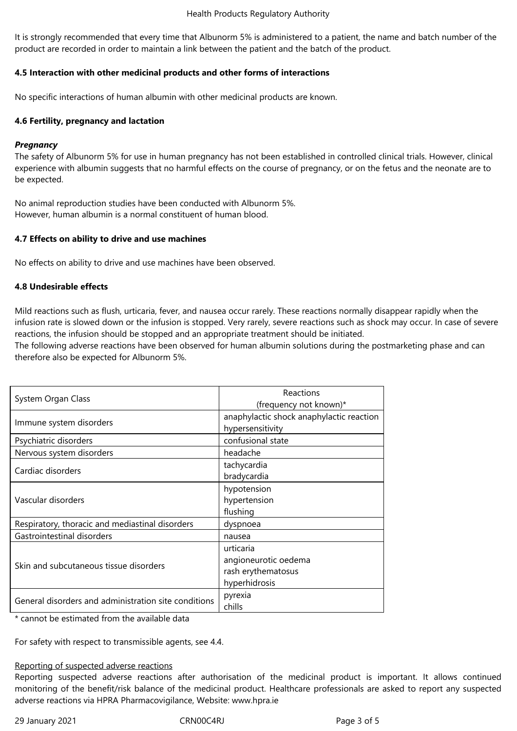It is strongly recommended that every time that Albunorm 5% is administered to a patient, the name and batch number of the product are recorded in order to maintain a link between the patient and the batch of the product.

### 4.5 Interaction with other medicinal products and other forms of interactions

No specific interactions of human albumin with other medicinal products are known.

### 4.6 Fertility, pregnancy and lactation

***Pregnancy***

The safety of Albunorm 5% for use in human pregnancy has not been established in controlled clinical trials. However, clinical experience with albumin suggests that no harmful effects on the course of pregnancy, or on the fetus and the neonate are to be expected.

No animal reproduction studies have been conducted with Albunorm 5%.
However, human albumin is a normal constituent of human blood.

### 4.7 Effects on ability to drive and use machines

No effects on ability to drive and use machines have been observed.

### 4.8 Undesirable effects

Mild reactions such as flush, urticaria, fever, and nausea occur rarely. These reactions normally disappear rapidly when the infusion rate is slowed down or the infusion is stopped. Very rarely, severe reactions such as shock may occur. In case of severe reactions, the infusion should be stopped and an appropriate treatment should be initiated.
The following adverse reactions have been observed for human albumin solutions during the postmarketing phase and can therefore also be expected for Albunorm 5%.

| System Organ Class | Reactions (frequency not known)* |
|---|---|
| Immune system disorders | anaphylactic shock anaphylactic reaction hypersensitivity |
| Psychiatric disorders | confusional state |
| Nervous system disorders | headache |
| Cardiac disorders | tachycardia<br>bradycardia |
| Vascular disorders | hypotension<br>hypertension<br>flushing |
| Respiratory, thoracic and mediastinal disorders | dyspnoea |
| Gastrointestinal disorders | nausea |
| Skin and subcutaneous tissue disorders | urticaria<br>angioneurotic oedema<br>rash erythematosus<br>hyperhidrosis |
| General disorders and administration site conditions | pyrexia<br>chills |

\* cannot be estimated from the available data

For safety with respect to transmissible agents, see 4.4.

<u>Reporting of suspected adverse reactions</u>

Reporting suspected adverse reactions after authorisation of the medicinal product is important. It allows continued monitoring of the benefit/risk balance of the medicinal product. Healthcare professionals are asked to report any suspected adverse reactions via HPRA Pharmacovigilance, Website: www.hpra.ie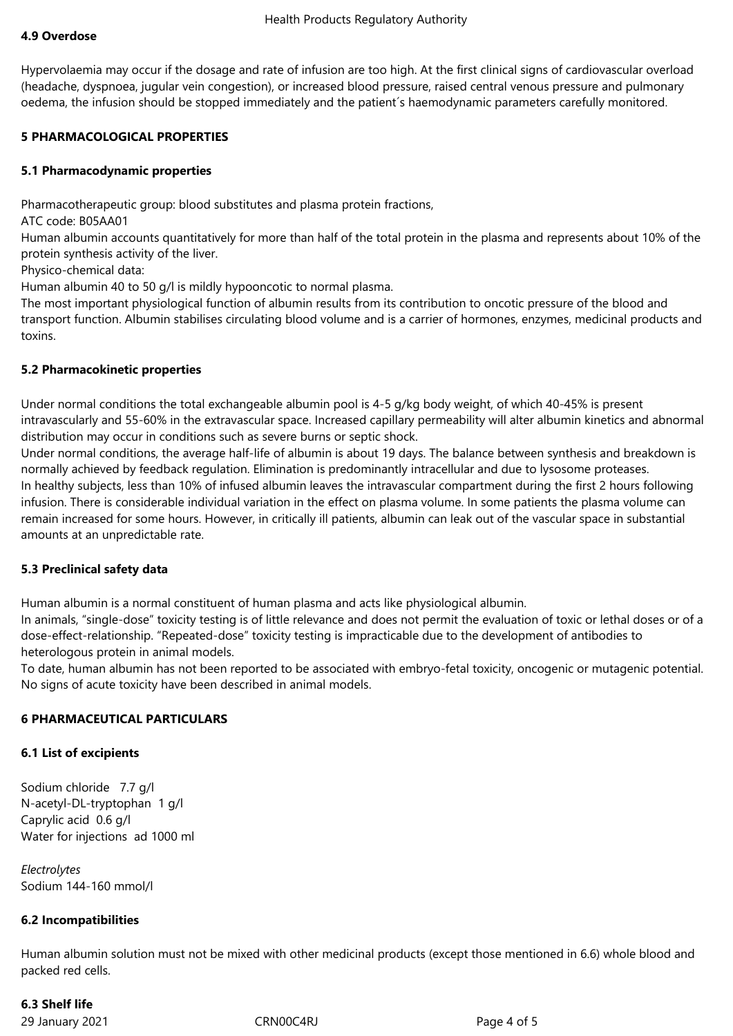#### 4.9 Overdose

Hypervolaemia may occur if the dosage and rate of infusion are too high. At the first clinical signs of cardiovascular overload (headache, dyspnoea, jugular vein congestion), or increased blood pressure, raised central venous pressure and pulmonary oedema, the infusion should be stopped immediately and the patient´s haemodynamic parameters carefully monitored.

## 5 PHARMACOLOGICAL PROPERTIES

#### 5.1 Pharmacodynamic properties

Pharmacotherapeutic group: blood substitutes and plasma protein fractions,
ATC code: B05AA01
Human albumin accounts quantitatively for more than half of the total protein in the plasma and represents about 10% of the protein synthesis activity of the liver.
Physico-chemical data:
Human albumin 40 to 50 g/l is mildly hypooncotic to normal plasma.
The most important physiological function of albumin results from its contribution to oncotic pressure of the blood and transport function. Albumin stabilises circulating blood volume and is a carrier of hormones, enzymes, medicinal products and toxins.

#### 5.2 Pharmacokinetic properties

Under normal conditions the total exchangeable albumin pool is 4-5 g/kg body weight, of which 40-45% is present intravascularly and 55-60% in the extravascular space. Increased capillary permeability will alter albumin kinetics and abnormal distribution may occur in conditions such as severe burns or septic shock.
Under normal conditions, the average half-life of albumin is about 19 days. The balance between synthesis and breakdown is normally achieved by feedback regulation. Elimination is predominantly intracellular and due to lysosome proteases.
In healthy subjects, less than 10% of infused albumin leaves the intravascular compartment during the first 2 hours following infusion. There is considerable individual variation in the effect on plasma volume. In some patients the plasma volume can remain increased for some hours. However, in critically ill patients, albumin can leak out of the vascular space in substantial amounts at an unpredictable rate.

#### 5.3 Preclinical safety data

Human albumin is a normal constituent of human plasma and acts like physiological albumin.
In animals, "single-dose" toxicity testing is of little relevance and does not permit the evaluation of toxic or lethal doses or of a dose-effect-relationship. "Repeated-dose" toxicity testing is impracticable due to the development of antibodies to heterologous protein in animal models.
To date, human albumin has not been reported to be associated with embryo-fetal toxicity, oncogenic or mutagenic potential. No signs of acute toxicity have been described in animal models.

## 6 PHARMACEUTICAL PARTICULARS

#### 6.1 List of excipients

Sodium chloride 7.7 g/l
N-acetyl-DL-tryptophan 1 g/l
Caprylic acid 0.6 g/l
Water for injections ad 1000 ml

*Electrolytes*
Sodium 144-160 mmol/l

#### 6.2 Incompatibilities

Human albumin solution must not be mixed with other medicinal products (except those mentioned in 6.6) whole blood and packed red cells.

#### 6.3 Shelf life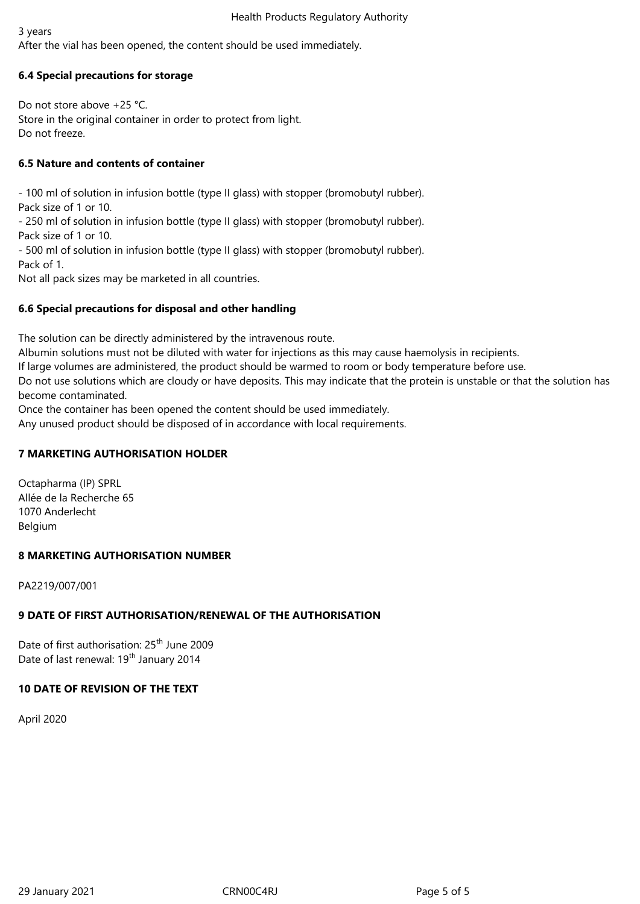3 years

After the vial has been opened, the content should be used immediately.

## 6.4 Special precautions for storage

Do not store above +25 °C.
Store in the original container in order to protect from light.
Do not freeze.

## 6.5 Nature and contents of container

- 100 ml of solution in infusion bottle (type II glass) with stopper (bromobutyl rubber).
Pack size of 1 or 10.
- 250 ml of solution in infusion bottle (type II glass) with stopper (bromobutyl rubber).
Pack size of 1 or 10.
- 500 ml of solution in infusion bottle (type II glass) with stopper (bromobutyl rubber).
Pack of 1.

Not all pack sizes may be marketed in all countries.

## 6.6 Special precautions for disposal and other handling

The solution can be directly administered by the intravenous route.
Albumin solutions must not be diluted with water for injections as this may cause haemolysis in recipients.
If large volumes are administered, the product should be warmed to room or body temperature before use.
Do not use solutions which are cloudy or have deposits. This may indicate that the protein is unstable or that the solution has become contaminated.
Once the container has been opened the content should be used immediately.
Any unused product should be disposed of in accordance with local requirements.

# 7 MARKETING AUTHORISATION HOLDER

Octapharma (IP) SPRL
Allée de la Recherche 65
1070 Anderlecht
Belgium

# 8 MARKETING AUTHORISATION NUMBER

PA2219/007/001

# 9 DATE OF FIRST AUTHORISATION/RENEWAL OF THE AUTHORISATION

Date of first authorisation: 25th June 2009
Date of last renewal: 19th January 2014

# 10 DATE OF REVISION OF THE TEXT

April 2020